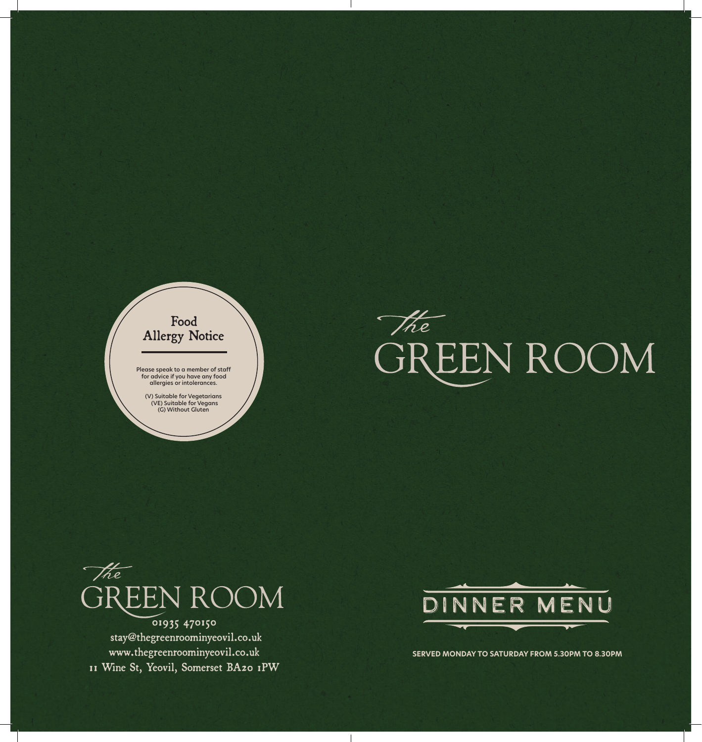## Food Allergy Notice

Please speak to a member of staff for advice if you have any food allergies or intolerances.

(V) Suitable for Vegetarians
(VE) Suitable for Vegans
(G) Without Gluten

# The GREEN ROOM

# The GREEN ROOM

01935 470150
stay@thegreenroominyeovil.co.uk
www.thegreenroominyeovil.co.uk
11 Wine St, Yeovil, Somerset BA20 1PW

## DINNER MENU

**SERVED MONDAY TO SATURDAY FROM 5.30PM TO 8.30PM**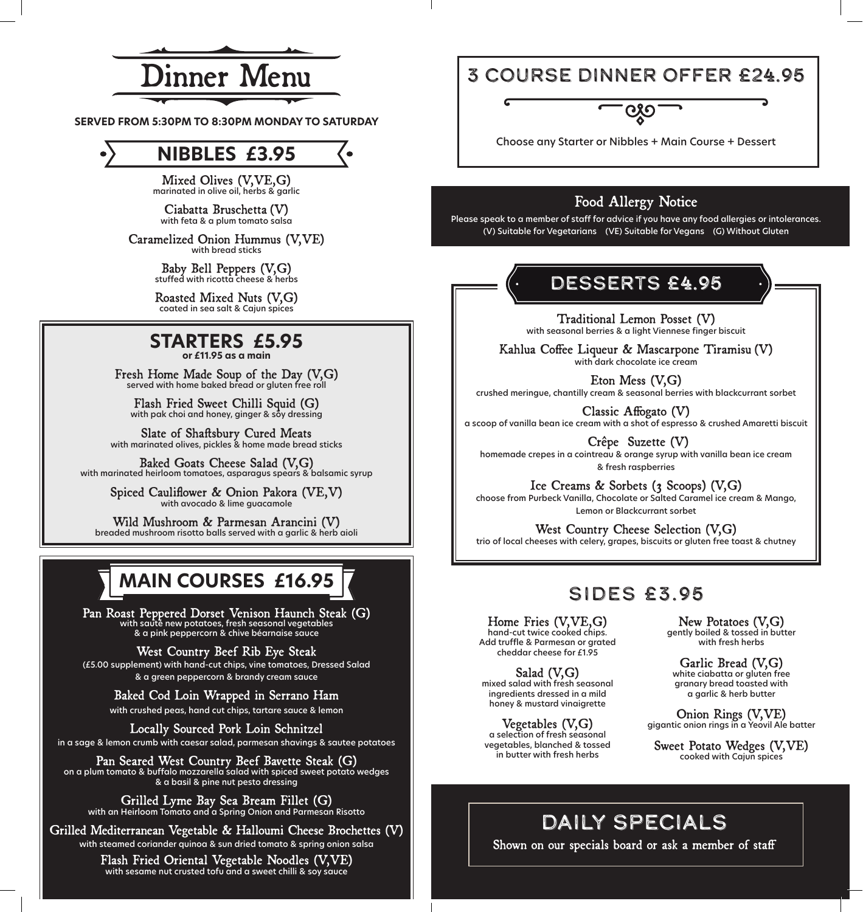# Dinner Menu

**SERVED FROM 5:30PM TO 8:30PM MONDAY TO SATURDAY**

## NIBBLES £3.95

Mixed Olives (V,VE,G)
marinated in olive oil, herbs & garlic

Ciabatta Bruschetta (V)
with feta & a plum tomato salsa

Caramelized Onion Hummus (V,VE)
with bread sticks

Baby Bell Peppers (V,G)
stuffed with ricotta cheese & herbs

Roasted Mixed Nuts (V,G)
coated in sea salt & Cajun spices

## STARTERS £5.95

**or £11.95 as a main**

Fresh Home Made Soup of the Day (V,G)
served with home baked bread or gluten free roll

Flash Fried Sweet Chilli Squid (G)
with pak choi and honey, ginger & soy dressing

Slate of Shaftsbury Cured Meats
with marinated olives, pickles & home made bread sticks

Baked Goats Cheese Salad (V,G)
with marinated heirloom tomatoes, asparagus spears & balsamic syrup

Spiced Cauliflower & Onion Pakora (VE,V)
with avocado & lime guacamole

Wild Mushroom & Parmesan Arancini (V)
breaded mushroom risotto balls served with a garlic & herb aioli

## MAIN COURSES £16.95

Pan Roast Peppered Dorset Venison Haunch Steak (G)
with sauté new potatoes, fresh seasonal vegetables & a pink peppercorn & chive béarnaise sauce

West Country Beef Rib Eye Steak
(£5.00 supplement) with hand-cut chips, vine tomatoes, Dressed Salad & a green peppercorn & brandy cream sauce

Baked Cod Loin Wrapped in Serrano Ham
with crushed peas, hand cut chips, tartare sauce & lemon

Locally Sourced Pork Loin Schnitzel
in a sage & lemon crumb with caesar salad, parmesan shavings & sautee potatoes

Pan Seared West Country Beef Bavette Steak (G)
on a plum tomato & buffalo mozzarella salad with spiced sweet potato wedges & a basil & pine nut pesto dressing

Grilled Lyme Bay Sea Bream Fillet (G)
with an Heirloom Tomato and a Spring Onion and Parmesan Risotto

Grilled Mediterranean Vegetable & Halloumi Cheese Brochettes (V)
with steamed coriander quinoa & sun dried tomato & spring onion salsa

Flash Fried Oriental Vegetable Noodles (V,VE)
with sesame nut crusted tofu and a sweet chilli & soy sauce

## 3 COURSE DINNER OFFER £24.95

Choose any Starter or Nibbles + Main Course + Dessert

## Food Allergy Notice

Please speak to a member of staff for advice if you have any food allergies or intolerances.
(V) Suitable for Vegetarians (VE) Suitable for Vegans (G) Without Gluten

## DESSERTS £4.95

Traditional Lemon Posset (V)
with seasonal berries & a light Viennese finger biscuit

Kahlua Coffee Liqueur & Mascarpone Tiramisu (V)
with dark chocolate ice cream

Eton Mess (V,G)
crushed meringue, chantilly cream & seasonal berries with blackcurrant sorbet

Classic Affogato (V)
a scoop of vanilla bean ice cream with a shot of espresso & crushed Amaretti biscuit

Crêpe Suzette (V)
homemade crepes in a cointreau & orange syrup with vanilla bean ice cream & fresh raspberries

Ice Creams & Sorbets (3 Scoops) (V,G)
choose from Purbeck Vanilla, Chocolate or Salted Caramel ice cream & Mango, Lemon or Blackcurrant sorbet

West Country Cheese Selection (V,G)
trio of local cheeses with celery, grapes, biscuits or gluten free toast & chutney

## SIDES £3.95

Home Fries (V,VE,G)
hand-cut twice cooked chips. Add truffle & Parmesan or grated cheddar cheese for £1.95

Salad (V,G)
mixed salad with fresh seasonal ingredients dressed in a mild honey & mustard vinaigrette

Vegetables (V,G)
a selection of fresh seasonal vegetables, blanched & tossed in butter with fresh herbs

New Potatoes (V,G)
gently boiled & tossed in butter with fresh herbs

Garlic Bread (V,G)
white ciabatta or gluten free granary bread toasted with a garlic & herb butter

Onion Rings (V,VE)
gigantic onion rings in a Yeovil Ale batter

Sweet Potato Wedges (V,VE)
cooked with Cajun spices

## DAILY SPECIALS

Shown on our specials board or ask a member of staff